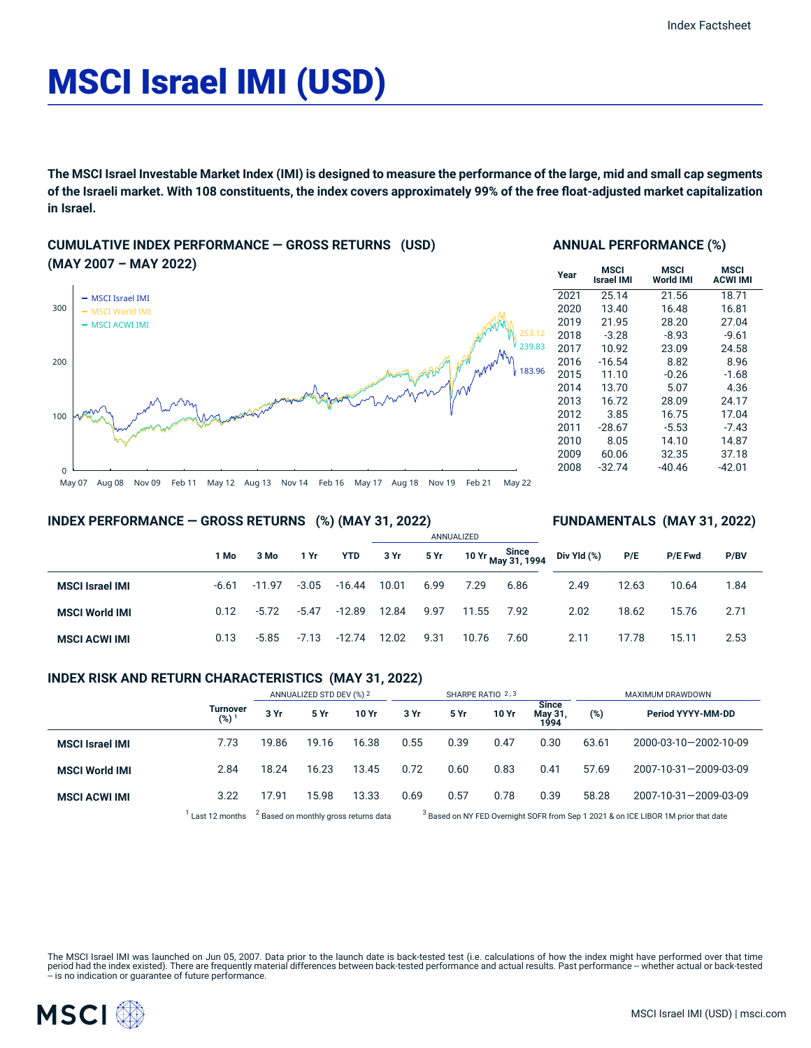# MSCI Israel IMI (USD)

**The MSCI Israel Investable Market Index (IMI) is designed to measure the performance of the large, mid and small cap segments of the Israeli market. With 108 constituents, the index covers approximately 99% of the free float-adjusted market capitalization in Israel.**

## CUMULATIVE INDEX PERFORMANCE — GROSS RETURNS (USD) (MAY 2007 – MAY 2022)

- MSCI Israel IMI: 183.96
- MSCI World IMI: 253.12
- MSCI ACWI IMI: 239.83

## ANNUAL PERFORMANCE (%)

| Year | MSCI Israel IMI | MSCI World IMI | MSCI ACWI IMI |
|---|---|---|---|
| 2021 | 25.14 | 21.56 | 18.71 |
| 2020 | 13.40 | 16.48 | 16.81 |
| 2019 | 21.95 | 28.20 | 27.04 |
| 2018 | -3.28 | -8.93 | -9.61 |
| 2017 | 10.92 | 23.09 | 24.58 |
| 2016 | -16.54 | 8.82 | 8.96 |
| 2015 | 11.10 | -0.26 | -1.68 |
| 2014 | 13.70 | 5.07 | 4.36 |
| 2013 | 16.72 | 28.09 | 24.17 |
| 2012 | 3.85 | 16.75 | 17.04 |
| 2011 | -28.67 | -5.53 | -7.43 |
| 2010 | 8.05 | 14.10 | 14.87 |
| 2009 | 60.06 | 32.35 | 37.18 |
| 2008 | -32.74 | -40.46 | -42.01 |

## INDEX PERFORMANCE — GROSS RETURNS (%) (MAY 31, 2022) / FUNDAMENTALS (MAY 31, 2022)

| | | | | | ANNUALIZED | | | | | | | |
|---|---|---|---|---|---|---|---|---|---|---|---|---|
| | 1 Mo | 3 Mo | 1 Yr | YTD | 3 Yr | 5 Yr | 10 Yr | Since May 31, 1994 | Div Yld (%) | P/E | P/E Fwd | P/BV |
| **MSCI Israel IMI** | -6.61 | -11.97 | -3.05 | -16.44 | 10.01 | 6.99 | 7.29 | 6.86 | 2.49 | 12.63 | 10.64 | 1.84 |
| **MSCI World IMI** | 0.12 | -5.72 | -5.47 | -12.89 | 12.84 | 9.97 | 11.55 | 7.92 | 2.02 | 18.62 | 15.76 | 2.71 |
| **MSCI ACWI IMI** | 0.13 | -5.85 | -7.13 | -12.74 | 12.02 | 9.31 | 10.76 | 7.60 | 2.11 | 17.78 | 15.11 | 2.53 |

## INDEX RISK AND RETURN CHARACTERISTICS (MAY 31, 2022)

| | | ANNUALIZED STD DEV (%) [2] | | | SHARPE RATIO [2,3] | | | | MAXIMUM DRAWDOWN | |
|---|---|---|---|---|---|---|---|---|---|---|
| | Turnover (%) [1] | 3 Yr | 5 Yr | 10 Yr | 3 Yr | 5 Yr | 10 Yr | Since May 31, 1994 | (%) | Period YYYY-MM-DD |
| **MSCI Israel IMI** | 7.73 | 19.86 | 19.16 | 16.38 | 0.55 | 0.39 | 0.47 | 0.30 | 63.61 | 2000-03-10—2002-10-09 |
| **MSCI World IMI** | 2.84 | 18.24 | 16.23 | 13.45 | 0.72 | 0.60 | 0.83 | 0.41 | 57.69 | 2007-10-31—2009-03-09 |
| **MSCI ACWI IMI** | 3.22 | 17.91 | 15.98 | 13.33 | 0.69 | 0.57 | 0.78 | 0.39 | 58.28 | 2007-10-31—2009-03-09 |

[1] Last 12 months [2] Based on monthly gross returns data [3] Based on NY FED Overnight SOFR from Sep 1 2021 & on ICE LIBOR 1M prior that date

The MSCI Israel IMI was launched on Jun 05, 2007. Data prior to the launch date is back-tested test (i.e. calculations of how the index might have performed over that time period had the index existed). There are frequently material differences between back-tested performance and actual results. Past performance -- whether actual or back-tested -- is no indication or guarantee of future performance.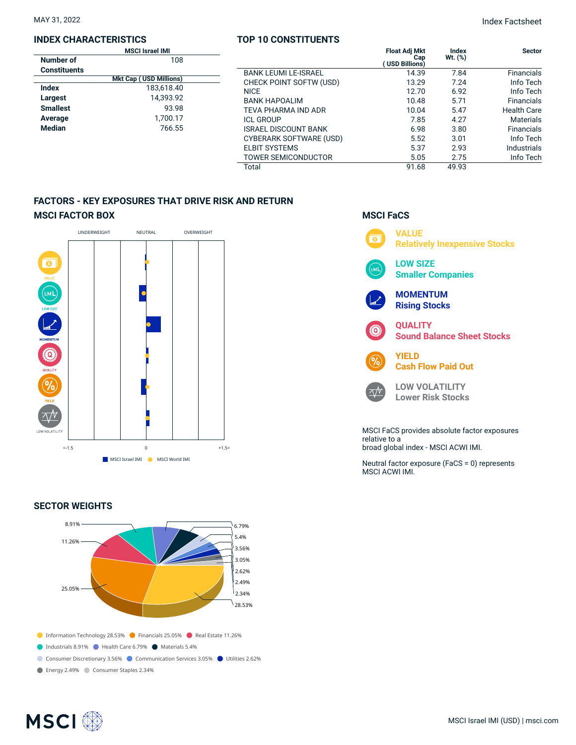MAY 31, 2022

Index Factsheet

## INDEX CHARACTERISTICS

| | MSCI Israel IMI |
|---|---|
| Number of Constituents | 108 |
| | **Mkt Cap ( USD Millions)** |
| Index | 183,618.40 |
| Largest | 14,393.92 |
| Smallest | 93.98 |
| Average | 1,700.17 |
| Median | 766.55 |

## TOP 10 CONSTITUENTS

| | Float Adj Mkt Cap ( USD Billions) | Index Wt. (%) | Sector |
|---|---|---|---|
| BANK LEUMI LE-ISRAEL | 14.39 | 7.84 | Financials |
| CHECK POINT SOFTW (USD) | 13.29 | 7.24 | Info Tech |
| NICE | 12.70 | 6.92 | Info Tech |
| BANK HAPOALIM | 10.48 | 5.71 | Financials |
| TEVA PHARMA IND ADR | 10.04 | 5.47 | Health Care |
| ICL GROUP | 7.85 | 4.27 | Materials |
| ISRAEL DISCOUNT BANK | 6.98 | 3.80 | Financials |
| CYBERARK SOFTWARE (USD) | 5.52 | 3.01 | Info Tech |
| ELBIT SYSTEMS | 5.37 | 2.93 | Industrials |
| TOWER SEMICONDUCTOR | 5.05 | 2.75 | Info Tech |
| Total | 91.68 | 49.93 | |

## FACTORS - KEY EXPOSURES THAT DRIVE RISK AND RETURN

### MSCI FACTOR BOX

UNDERWEIGHT NEUTRAL OVERWEIGHT

VALUE, LOW SIZE, MOMENTUM, QUALITY, YIELD, LOW VOLATILITY

<-1.5 0 +1.5<

MSCI Israel IMI MSCI World IMI

### MSCI FaCS

**VALUE** Relatively Inexpensive Stocks

**LOW SIZE** Smaller Companies

**MOMENTUM** Rising Stocks

**QUALITY** Sound Balance Sheet Stocks

**YIELD** Cash Flow Paid Out

**LOW VOLATILITY** Lower Risk Stocks

MSCI FaCS provides absolute factor exposures relative to a broad global index - MSCI ACWI IMI.

Neutral factor exposure (FaCS = 0) represents MSCI ACWI IMI.

## SECTOR WEIGHTS

- Information Technology 28.53%
- Financials 25.05%
- Real Estate 11.26%
- Industrials 8.91%
- Health Care 6.79%
- Materials 5.4%
- Consumer Discretionary 3.56%
- Communication Services 3.05%
- Utilities 2.62%
- Energy 2.49%
- Consumer Staples 2.34%

MSCI Israel IMI (USD) | msci.com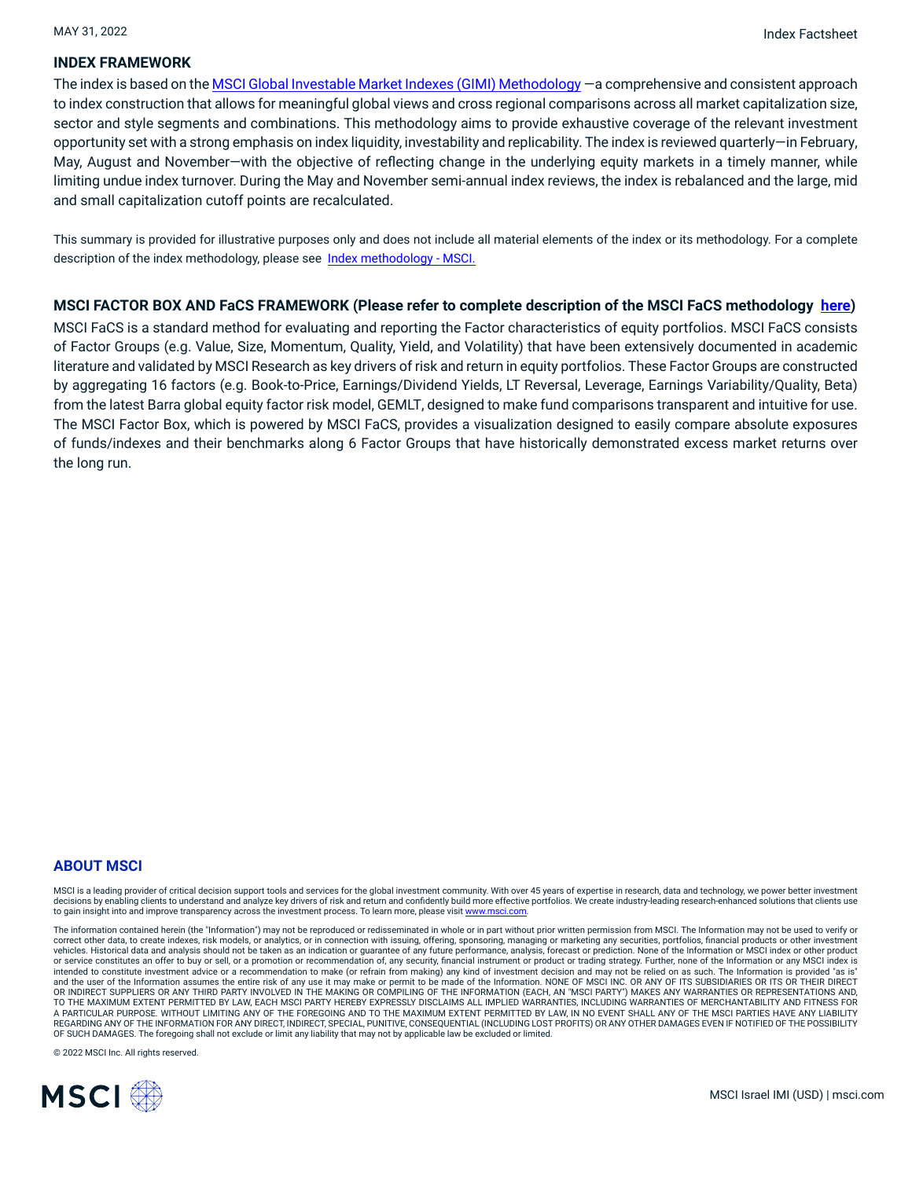## INDEX FRAMEWORK

The index is based on the [MSCI Global Investable Market Indexes (GIMI) Methodology](#) —a comprehensive and consistent approach to index construction that allows for meaningful global views and cross regional comparisons across all market capitalization size, sector and style segments and combinations. This methodology aims to provide exhaustive coverage of the relevant investment opportunity set with a strong emphasis on index liquidity, investability and replicability. The index is reviewed quarterly—in February, May, August and November—with the objective of reflecting change in the underlying equity markets in a timely manner, while limiting undue index turnover. During the May and November semi-annual index reviews, the index is rebalanced and the large, mid and small capitalization cutoff points are recalculated.

This summary is provided for illustrative purposes only and does not include all material elements of the index or its methodology. For a complete description of the index methodology, please see [Index methodology - MSCI.](#)

## MSCI FACTOR BOX AND FaCS FRAMEWORK (Please refer to complete description of the MSCI FaCS methodology [here](#))

MSCI FaCS is a standard method for evaluating and reporting the Factor characteristics of equity portfolios. MSCI FaCS consists of Factor Groups (e.g. Value, Size, Momentum, Quality, Yield, and Volatility) that have been extensively documented in academic literature and validated by MSCI Research as key drivers of risk and return in equity portfolios. These Factor Groups are constructed by aggregating 16 factors (e.g. Book-to-Price, Earnings/Dividend Yields, LT Reversal, Leverage, Earnings Variability/Quality, Beta) from the latest Barra global equity factor risk model, GEMLT, designed to make fund comparisons transparent and intuitive for use. The MSCI Factor Box, which is powered by MSCI FaCS, provides a visualization designed to easily compare absolute exposures of funds/indexes and their benchmarks along 6 Factor Groups that have historically demonstrated excess market returns over the long run.

## ABOUT MSCI

MSCI is a leading provider of critical decision support tools and services for the global investment community. With over 45 years of expertise in research, data and technology, we power better investment decisions by enabling clients to understand and analyze key drivers of risk and return and confidently build more effective portfolios. We create industry-leading research-enhanced solutions that clients use to gain insight into and improve transparency across the investment process. To learn more, please visit [www.msci.com](#).

The information contained herein (the "Information") may not be reproduced or redisseminated in whole or in part without prior written permission from MSCI. The Information may not be used to verify or correct other data, to create indexes, risk models, or analytics, or in connection with issuing, offering, sponsoring, managing or marketing any securities, portfolios, financial products or other investment vehicles. Historical data and analysis should not be taken as an indication or guarantee of any future performance, analysis, forecast or prediction. None of the Information or MSCI index or other product or service constitutes an offer to buy or sell, or a promotion or recommendation of, any security, financial instrument or product or trading strategy. Further, none of the Information or any MSCI index is intended to constitute investment advice or a recommendation to make (or refrain from making) any kind of investment decision and may not be relied on as such. The Information is provided "as is" and the user of the Information assumes the entire risk of any use it may make or permit to be made of the Information. NONE OF MSCI INC. OR ANY OF ITS SUBSIDIARIES OR ITS OR THEIR DIRECT OR INDIRECT SUPPLIERS OR ANY THIRD PARTY INVOLVED IN THE MAKING OR COMPILING OF THE INFORMATION (EACH, AN "MSCI PARTY") MAKES ANY WARRANTIES OR REPRESENTATIONS AND, TO THE MAXIMUM EXTENT PERMITTED BY LAW, EACH MSCI PARTY HEREBY EXPRESSLY DISCLAIMS ALL IMPLIED WARRANTIES, INCLUDING WARRANTIES OF MERCHANTABILITY AND FITNESS FOR A PARTICULAR PURPOSE. WITHOUT LIMITING ANY OF THE FOREGOING AND TO THE MAXIMUM EXTENT PERMITTED BY LAW, IN NO EVENT SHALL ANY OF THE MSCI PARTIES HAVE ANY LIABILITY REGARDING ANY OF THE INFORMATION FOR ANY DIRECT, INDIRECT, SPECIAL, PUNITIVE, CONSEQUENTIAL (INCLUDING LOST PROFITS) OR ANY OTHER DAMAGES EVEN IF NOTIFIED OF THE POSSIBILITY OF SUCH DAMAGES. The foregoing shall not exclude or limit any liability that may not by applicable law be excluded or limited.

© 2022 MSCI Inc. All rights reserved.